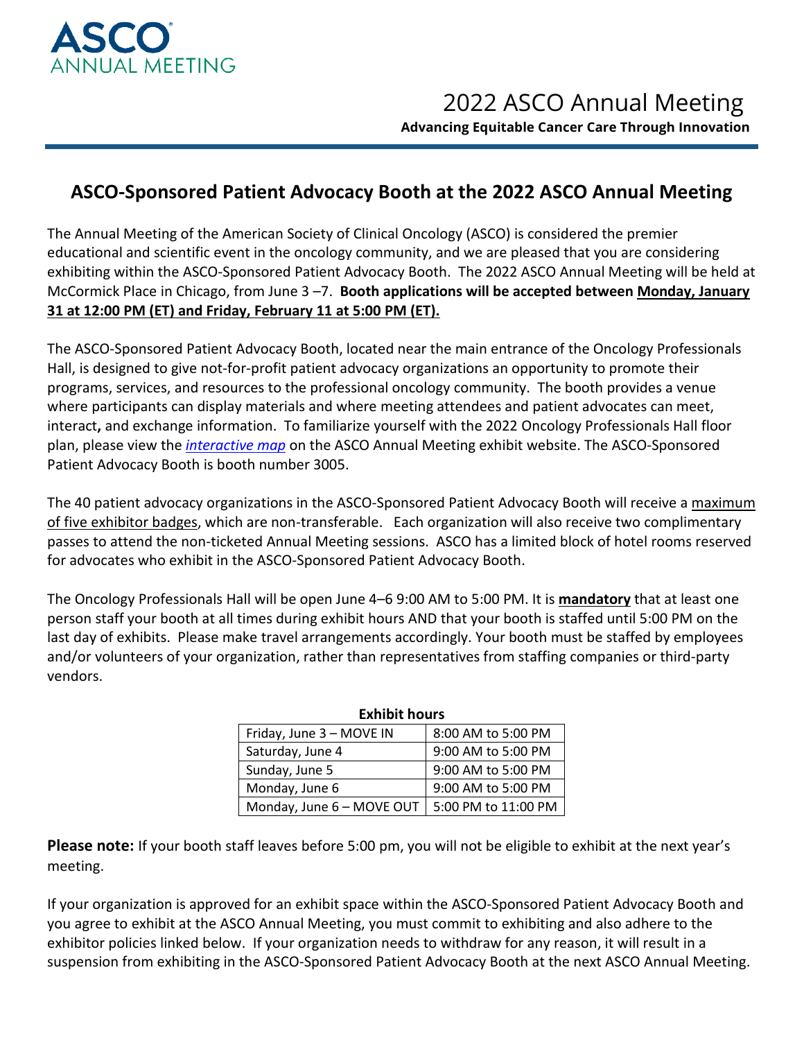ASCO ANNUAL MEETING

2022 ASCO Annual Meeting

**Advancing Equitable Cancer Care Through Innovation**

## ASCO-Sponsored Patient Advocacy Booth at the 2022 ASCO Annual Meeting

The Annual Meeting of the American Society of Clinical Oncology (ASCO) is considered the premier educational and scientific event in the oncology community, and we are pleased that you are considering exhibiting within the ASCO-Sponsored Patient Advocacy Booth. The 2022 ASCO Annual Meeting will be held at McCormick Place in Chicago, from June 3 –7. **Booth applications will be accepted between <u>Monday, January 31 at 12:00 PM (ET) and Friday, February 11 at 5:00 PM (ET).</u>**

The ASCO-Sponsored Patient Advocacy Booth, located near the main entrance of the Oncology Professionals Hall, is designed to give not-for-profit patient advocacy organizations an opportunity to promote their programs, services, and resources to the professional oncology community. The booth provides a venue where participants can display materials and where meeting attendees and patient advocates can meet, interact**,** and exchange information. To familiarize yourself with the 2022 Oncology Professionals Hall floor plan, please view the *interactive map* on the ASCO Annual Meeting exhibit website. The ASCO-Sponsored Patient Advocacy Booth is booth number 3005.

The 40 patient advocacy organizations in the ASCO-Sponsored Patient Advocacy Booth will receive a <u>maximum of five exhibitor badges</u>, which are non-transferable. Each organization will also receive two complimentary passes to attend the non-ticketed Annual Meeting sessions. ASCO has a limited block of hotel rooms reserved for advocates who exhibit in the ASCO-Sponsored Patient Advocacy Booth.

The Oncology Professionals Hall will be open June 4–6 9:00 AM to 5:00 PM. It is **<u>mandatory</u>** that at least one person staff your booth at all times during exhibit hours AND that your booth is staffed until 5:00 PM on the last day of exhibits. Please make travel arrangements accordingly. Your booth must be staffed by employees and/or volunteers of your organization, rather than representatives from staffing companies or third-party vendors.

**Exhibit hours**

| Day | Hours |
|---|---|
| Friday, June 3 – MOVE IN | 8:00 AM to 5:00 PM |
| Saturday, June 4 | 9:00 AM to 5:00 PM |
| Sunday, June 5 | 9:00 AM to 5:00 PM |
| Monday, June 6 | 9:00 AM to 5:00 PM |
| Monday, June 6 – MOVE OUT | 5:00 PM to 11:00 PM |

**Please note:** If your booth staff leaves before 5:00 pm, you will not be eligible to exhibit at the next year's meeting.

If your organization is approved for an exhibit space within the ASCO-Sponsored Patient Advocacy Booth and you agree to exhibit at the ASCO Annual Meeting, you must commit to exhibiting and also adhere to the exhibitor policies linked below. If your organization needs to withdraw for any reason, it will result in a suspension from exhibiting in the ASCO-Sponsored Patient Advocacy Booth at the next ASCO Annual Meeting.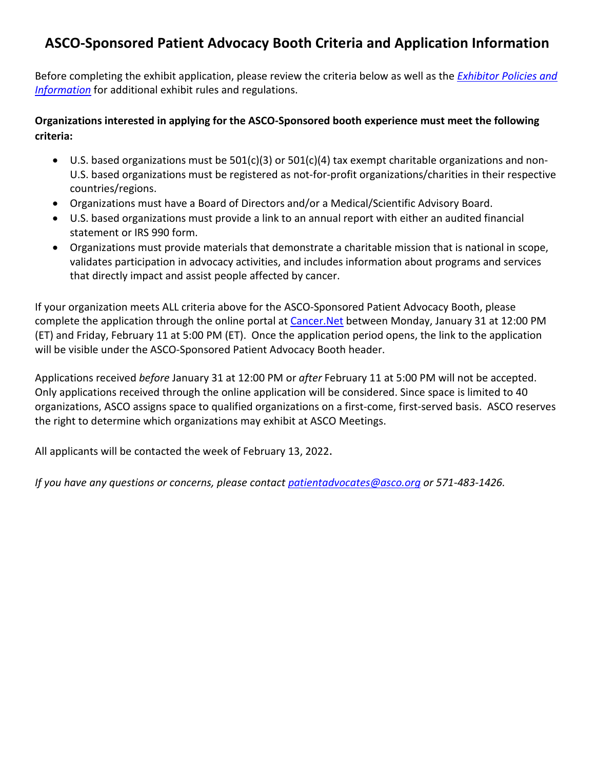# ASCO-Sponsored Patient Advocacy Booth Criteria and Application Information

Before completing the exhibit application, please review the criteria below as well as the *Exhibitor Policies and Information* for additional exhibit rules and regulations.

**Organizations interested in applying for the ASCO-Sponsored booth experience must meet the following criteria:**

- U.S. based organizations must be 501(c)(3) or 501(c)(4) tax exempt charitable organizations and non-U.S. based organizations must be registered as not-for-profit organizations/charities in their respective countries/regions.
- Organizations must have a Board of Directors and/or a Medical/Scientific Advisory Board.
- U.S. based organizations must provide a link to an annual report with either an audited financial statement or IRS 990 form.
- Organizations must provide materials that demonstrate a charitable mission that is national in scope, validates participation in advocacy activities, and includes information about programs and services that directly impact and assist people affected by cancer.

If your organization meets ALL criteria above for the ASCO-Sponsored Patient Advocacy Booth, please complete the application through the online portal at Cancer.Net between Monday, January 31 at 12:00 PM (ET) and Friday, February 11 at 5:00 PM (ET). Once the application period opens, the link to the application will be visible under the ASCO-Sponsored Patient Advocacy Booth header.

Applications received *before* January 31 at 12:00 PM or *after* February 11 at 5:00 PM will not be accepted. Only applications received through the online application will be considered. Since space is limited to 40 organizations, ASCO assigns space to qualified organizations on a first-come, first-served basis. ASCO reserves the right to determine which organizations may exhibit at ASCO Meetings.

All applicants will be contacted the week of February 13, 2022.

*If you have any questions or concerns, please contact patientadvocates@asco.org or 571-483-1426.*